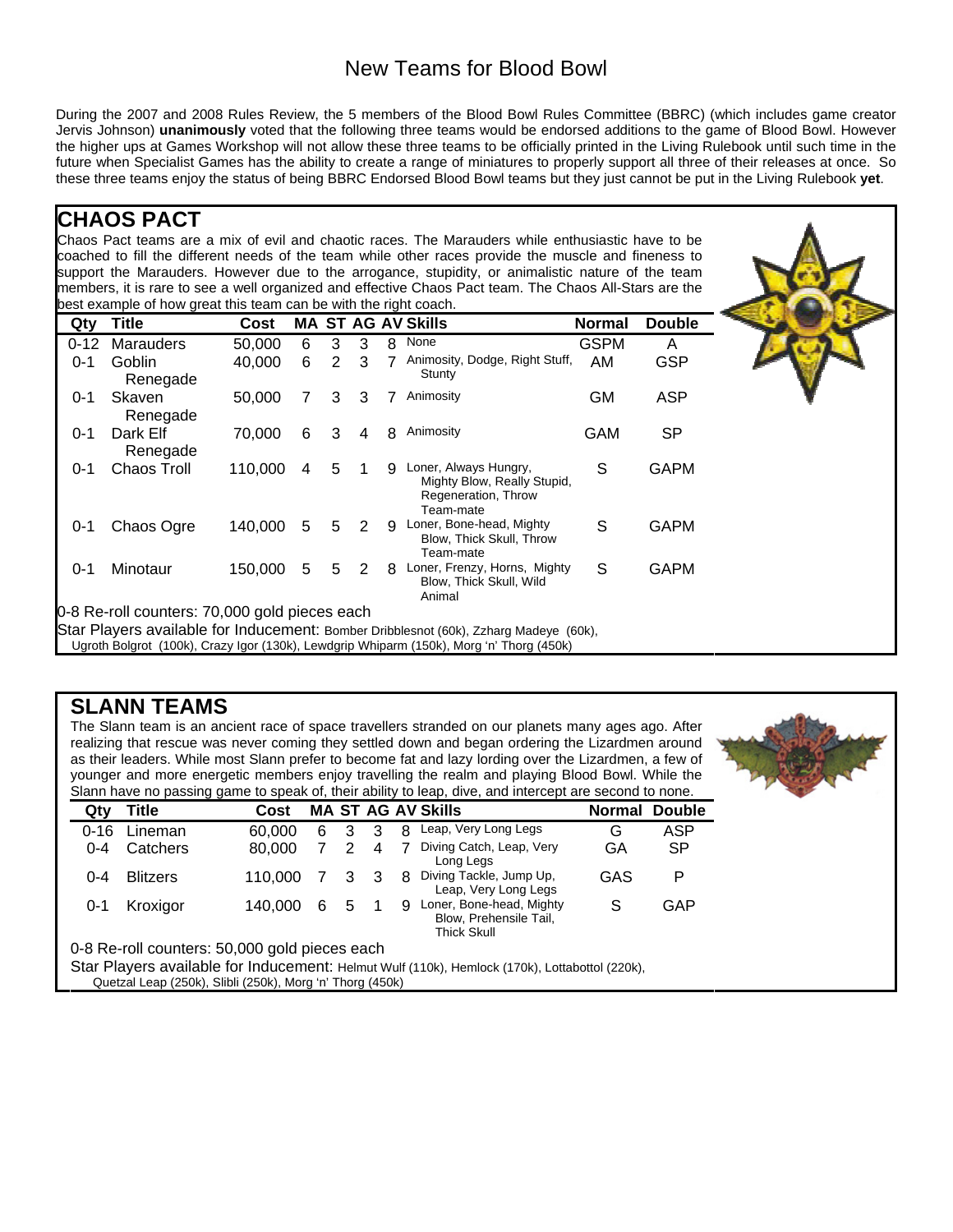# New Teams for Blood Bowl

During the 2007 and 2008 Rules Review, the 5 members of the Blood Bowl Rules Committee (BBRC) (which includes game creator Jervis Johnson) **unanimously** voted that the following three teams would be endorsed additions to the game of Blood Bowl. However the higher ups at Games Workshop will not allow these three teams to be officially printed in the Living Rulebook until such time in the future when Specialist Games has the ability to create a range of miniatures to properly support all three of their releases at once. So these three teams enjoy the status of being BBRC Endorsed Blood Bowl teams but they just cannot be put in the Living Rulebook **yet**.

## CHAOS PACT

Chaos Pact teams are a mix of evil and chaotic races. The Marauders while enthusiastic have to be coached to fill the different needs of the team while other races provide the muscle and fineness to support the Marauders. However due to the arrogance, stupidity, or animalistic nature of the team members, it is rare to see a well organized and effective Chaos Pact team. The Chaos All-Stars are the best example of how great this team can be with the right coach.

| Qty | Title | Cost | MA | ST | AG | AV | Skills | Normal | Double |
|---|---|---|---|---|---|---|---|---|---|
| 0-12 | Marauders | 50,000 | 6 | 3 | 3 | 8 | None | GSPM | A |
| 0-1 | Goblin Renegade | 40,000 | 6 | 2 | 3 | 7 | Animosity, Dodge, Right Stuff, Stunty | AM | GSP |
| 0-1 | Skaven Renegade | 50,000 | 7 | 3 | 3 | 7 | Animosity | GM | ASP |
| 0-1 | Dark Elf Renegade | 70,000 | 6 | 3 | 4 | 8 | Animosity | GAM | SP |
| 0-1 | Chaos Troll | 110,000 | 4 | 5 | 1 | 9 | Loner, Always Hungry, Mighty Blow, Really Stupid, Regeneration, Throw Team-mate | S | GAPM |
| 0-1 | Chaos Ogre | 140,000 | 5 | 5 | 2 | 9 | Loner, Bone-head, Mighty Blow, Thick Skull, Throw Team-mate | S | GAPM |
| 0-1 | Minotaur | 150,000 | 5 | 5 | 2 | 8 | Loner, Frenzy, Horns, Mighty Blow, Thick Skull, Wild Animal | S | GAPM |

0-8 Re-roll counters: 70,000 gold pieces each

Star Players available for Inducement: Bomber Dribblesnot (60k), Zzharg Madeye (60k), Ugroth Bolgrot (100k), Crazy Igor (130k), Lewdgrip Whiparm (150k), Morg 'n' Thorg (450k)

## SLANN TEAMS

The Slann team is an ancient race of space travellers stranded on our planets many ages ago. After realizing that rescue was never coming they settled down and began ordering the Lizardmen around as their leaders. While most Slann prefer to become fat and lazy lording over the Lizardmen, a few of younger and more energetic members enjoy travelling the realm and playing Blood Bowl. While the Slann have no passing game to speak of, their ability to leap, dive, and intercept are second to none.

| Qty | Title | Cost | MA | ST | AG | AV | Skills | Normal | Double |
|---|---|---|---|---|---|---|---|---|---|
| 0-16 | Lineman | 60,000 | 6 | 3 | 3 | 8 | Leap, Very Long Legs | G | ASP |
| 0-4 | Catchers | 80,000 | 7 | 2 | 4 | 7 | Diving Catch, Leap, Very Long Legs | GA | SP |
| 0-4 | Blitzers | 110,000 | 7 | 3 | 3 | 8 | Diving Tackle, Jump Up, Leap, Very Long Legs | GAS | P |
| 0-1 | Kroxigor | 140,000 | 6 | 5 | 1 | 9 | Loner, Bone-head, Mighty Blow, Prehensile Tail, Thick Skull | S | GAP |

0-8 Re-roll counters: 50,000 gold pieces each

Star Players available for Inducement: Helmut Wulf (110k), Hemlock (170k), Lottabottol (220k), Quetzal Leap (250k), Slibli (250k), Morg 'n' Thorg (450k)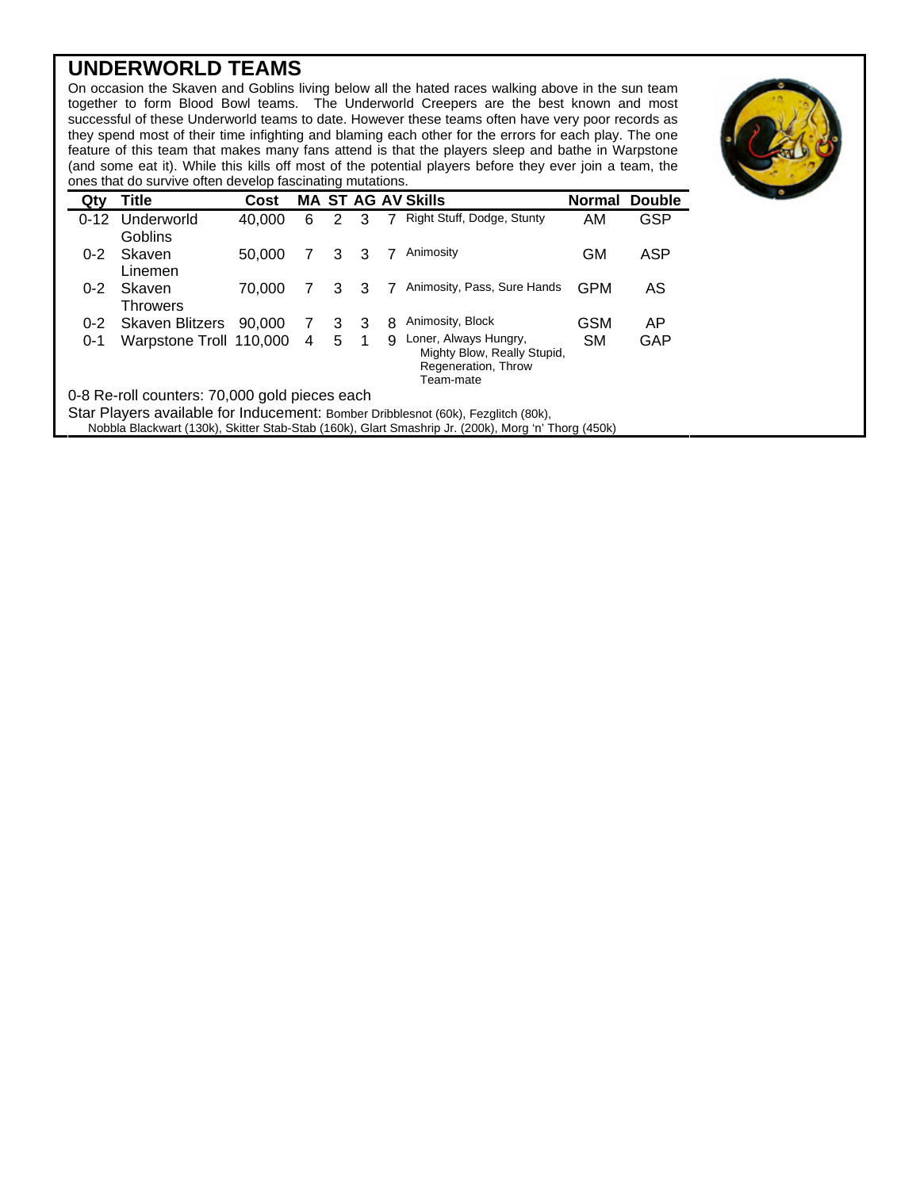## UNDERWORLD TEAMS

On occasion the Skaven and Goblins living below all the hated races walking above in the sun team together to form Blood Bowl teams. The Underworld Creepers are the best known and most successful of these Underworld teams to date. However these teams often have very poor records as they spend most of their time infighting and blaming each other for the errors for each play. The one feature of this team that makes many fans attend is that the players sleep and bathe in Warpstone (and some eat it). While this kills off most of the potential players before they ever join a team, the ones that do survive often develop fascinating mutations.

| Qty | Title | Cost | MA | ST | AG | AV | Skills | Normal | Double |
|---|---|---|---|---|---|---|---|---|---|
| 0-12 | Underworld Goblins | 40,000 | 6 | 2 | 3 | 7 | Right Stuff, Dodge, Stunty | AM | GSP |
| 0-2 | Skaven Linemen | 50,000 | 7 | 3 | 3 | 7 | Animosity | GM | ASP |
| 0-2 | Skaven Throwers | 70,000 | 7 | 3 | 3 | 7 | Animosity, Pass, Sure Hands | GPM | AS |
| 0-2 | Skaven Blitzers | 90,000 | 7 | 3 | 3 | 8 | Animosity, Block | GSM | AP |
| 0-1 | Warpstone Troll | 110,000 | 4 | 5 | 1 | 9 | Loner, Always Hungry, Mighty Blow, Really Stupid, Regeneration, Throw Team-mate | SM | GAP |

0-8 Re-roll counters: 70,000 gold pieces each

Star Players available for Inducement: Bomber Dribblesnot (60k), Fezglitch (80k), Nobbla Blackwart (130k), Skitter Stab-Stab (160k), Glart Smashrip Jr. (200k), Morg 'n' Thorg (450k)